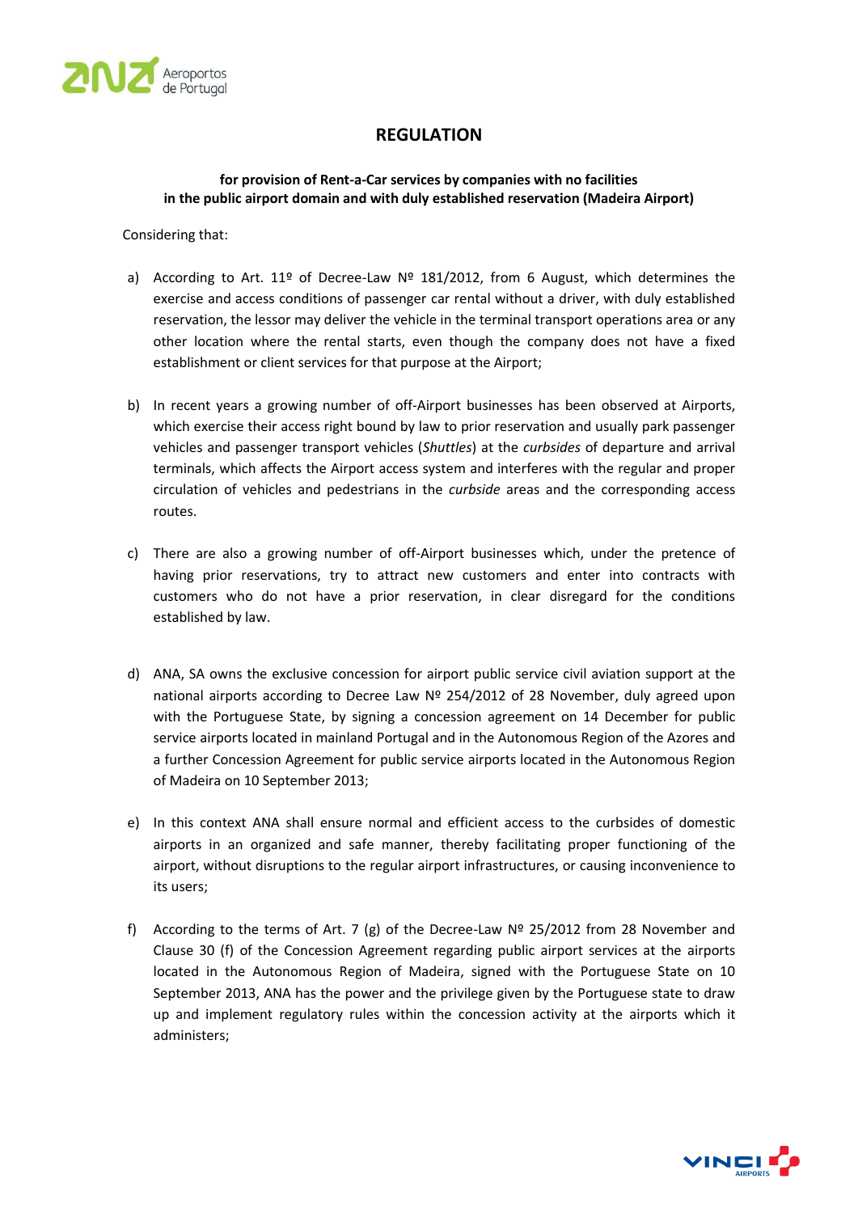# REGULATION

**for provision of Rent-a-Car services by companies with no facilities in the public airport domain and with duly established reservation (Madeira Airport)**

Considering that:

a) According to Art. 11º of Decree-Law Nº 181/2012, from 6 August, which determines the exercise and access conditions of passenger car rental without a driver, with duly established reservation, the lessor may deliver the vehicle in the terminal transport operations area or any other location where the rental starts, even though the company does not have a fixed establishment or client services for that purpose at the Airport;

b) In recent years a growing number of off-Airport businesses has been observed at Airports, which exercise their access right bound by law to prior reservation and usually park passenger vehicles and passenger transport vehicles (*Shuttles*) at the *curbsides* of departure and arrival terminals, which affects the Airport access system and interferes with the regular and proper circulation of vehicles and pedestrians in the *curbside* areas and the corresponding access routes.

c) There are also a growing number of off-Airport businesses which, under the pretence of having prior reservations, try to attract new customers and enter into contracts with customers who do not have a prior reservation, in clear disregard for the conditions established by law.

d) ANA, SA owns the exclusive concession for airport public service civil aviation support at the national airports according to Decree Law Nº 254/2012 of 28 November, duly agreed upon with the Portuguese State, by signing a concession agreement on 14 December for public service airports located in mainland Portugal and in the Autonomous Region of the Azores and a further Concession Agreement for public service airports located in the Autonomous Region of Madeira on 10 September 2013;

e) In this context ANA shall ensure normal and efficient access to the curbsides of domestic airports in an organized and safe manner, thereby facilitating proper functioning of the airport, without disruptions to the regular airport infrastructures, or causing inconvenience to its users;

f) According to the terms of Art. 7 (g) of the Decree-Law Nº 25/2012 from 28 November and Clause 30 (f) of the Concession Agreement regarding public airport services at the airports located in the Autonomous Region of Madeira, signed with the Portuguese State on 10 September 2013, ANA has the power and the privilege given by the Portuguese state to draw up and implement regulatory rules within the concession activity at the airports which it administers;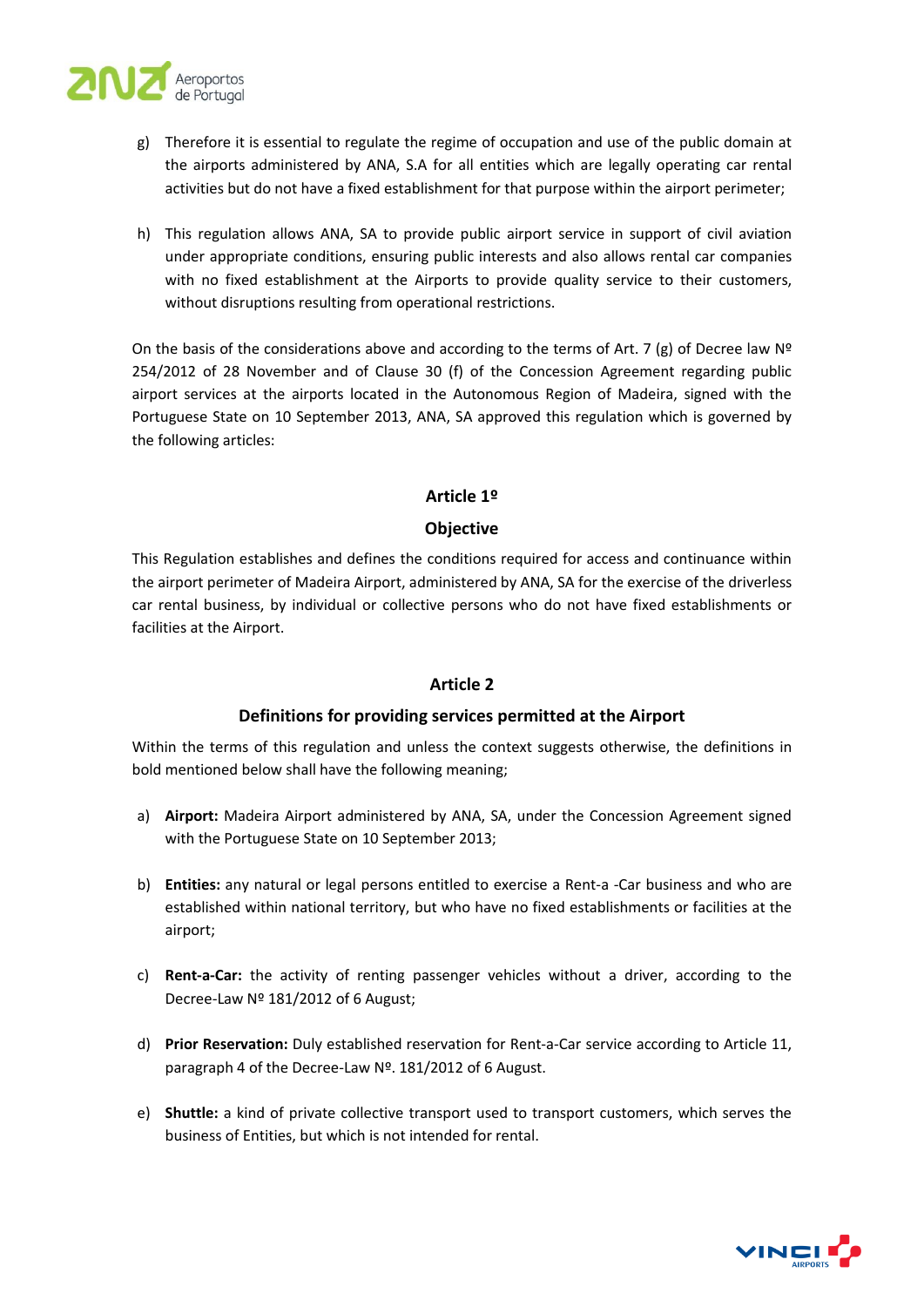g) Therefore it is essential to regulate the regime of occupation and use of the public domain at the airports administered by ANA, S.A for all entities which are legally operating car rental activities but do not have a fixed establishment for that purpose within the airport perimeter;

h) This regulation allows ANA, SA to provide public airport service in support of civil aviation under appropriate conditions, ensuring public interests and also allows rental car companies with no fixed establishment at the Airports to provide quality service to their customers, without disruptions resulting from operational restrictions.

On the basis of the considerations above and according to the terms of Art. 7 (g) of Decree law Nº 254/2012 of 28 November and of Clause 30 (f) of the Concession Agreement regarding public airport services at the airports located in the Autonomous Region of Madeira, signed with the Portuguese State on 10 September 2013, ANA, SA approved this regulation which is governed by the following articles:

## Article 1º

## Objective

This Regulation establishes and defines the conditions required for access and continuance within the airport perimeter of Madeira Airport, administered by ANA, SA for the exercise of the driverless car rental business, by individual or collective persons who do not have fixed establishments or facilities at the Airport.

## Article 2

## Definitions for providing services permitted at the Airport

Within the terms of this regulation and unless the context suggests otherwise, the definitions in bold mentioned below shall have the following meaning;

a) **Airport:** Madeira Airport administered by ANA, SA, under the Concession Agreement signed with the Portuguese State on 10 September 2013;

b) **Entities:** any natural or legal persons entitled to exercise a Rent-a -Car business and who are established within national territory, but who have no fixed establishments or facilities at the airport;

c) **Rent-a-Car:** the activity of renting passenger vehicles without a driver, according to the Decree-Law Nº 181/2012 of 6 August;

d) **Prior Reservation:** Duly established reservation for Rent-a-Car service according to Article 11, paragraph 4 of the Decree-Law Nº. 181/2012 of 6 August.

e) **Shuttle:** a kind of private collective transport used to transport customers, which serves the business of Entities, but which is not intended for rental.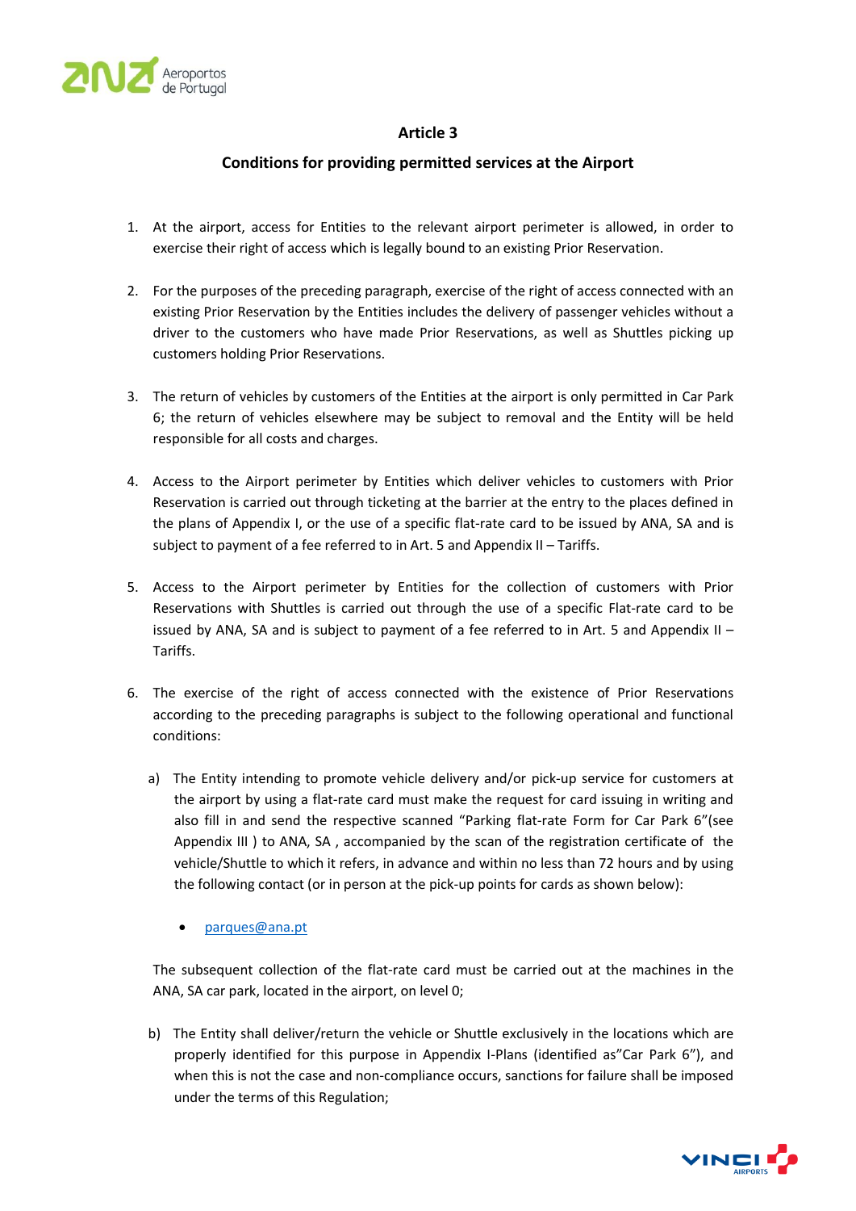## Article 3

### Conditions for providing permitted services at the Airport

1. At the airport, access for Entities to the relevant airport perimeter is allowed, in order to exercise their right of access which is legally bound to an existing Prior Reservation.

2. For the purposes of the preceding paragraph, exercise of the right of access connected with an existing Prior Reservation by the Entities includes the delivery of passenger vehicles without a driver to the customers who have made Prior Reservations, as well as Shuttles picking up customers holding Prior Reservations.

3. The return of vehicles by customers of the Entities at the airport is only permitted in Car Park 6; the return of vehicles elsewhere may be subject to removal and the Entity will be held responsible for all costs and charges.

4. Access to the Airport perimeter by Entities which deliver vehicles to customers with Prior Reservation is carried out through ticketing at the barrier at the entry to the places defined in the plans of Appendix I, or the use of a specific flat-rate card to be issued by ANA, SA and is subject to payment of a fee referred to in Art. 5 and Appendix II – Tariffs.

5. Access to the Airport perimeter by Entities for the collection of customers with Prior Reservations with Shuttles is carried out through the use of a specific Flat-rate card to be issued by ANA, SA and is subject to payment of a fee referred to in Art. 5 and Appendix II – Tariffs.

6. The exercise of the right of access connected with the existence of Prior Reservations according to the preceding paragraphs is subject to the following operational and functional conditions:

   a) The Entity intending to promote vehicle delivery and/or pick-up service for customers at the airport by using a flat-rate card must make the request for card issuing in writing and also fill in and send the respective scanned "Parking flat-rate Form for Car Park 6"(see Appendix III ) to ANA, SA , accompanied by the scan of the registration certificate of the vehicle/Shuttle to which it refers, in advance and within no less than 72 hours and by using the following contact (or in person at the pick-up points for cards as shown below):

      - parques@ana.pt

   The subsequent collection of the flat-rate card must be carried out at the machines in the ANA, SA car park, located in the airport, on level 0;

   b) The Entity shall deliver/return the vehicle or Shuttle exclusively in the locations which are properly identified for this purpose in Appendix I-Plans (identified as"Car Park 6"), and when this is not the case and non-compliance occurs, sanctions for failure shall be imposed under the terms of this Regulation;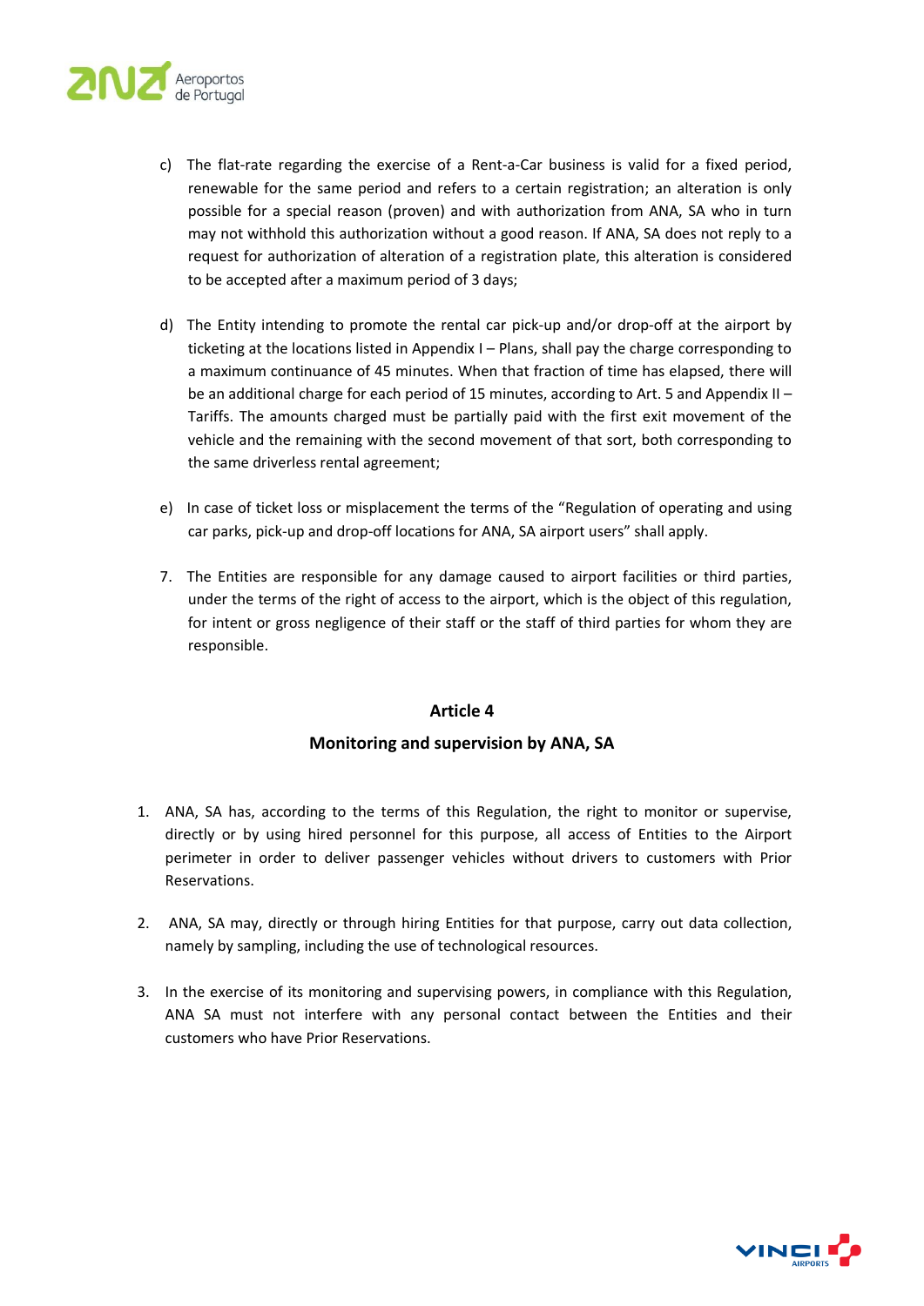c) The flat-rate regarding the exercise of a Rent-a-Car business is valid for a fixed period, renewable for the same period and refers to a certain registration; an alteration is only possible for a special reason (proven) and with authorization from ANA, SA who in turn may not withhold this authorization without a good reason. If ANA, SA does not reply to a request for authorization of alteration of a registration plate, this alteration is considered to be accepted after a maximum period of 3 days;

d) The Entity intending to promote the rental car pick-up and/or drop-off at the airport by ticketing at the locations listed in Appendix I – Plans, shall pay the charge corresponding to a maximum continuance of 45 minutes. When that fraction of time has elapsed, there will be an additional charge for each period of 15 minutes, according to Art. 5 and Appendix II – Tariffs. The amounts charged must be partially paid with the first exit movement of the vehicle and the remaining with the second movement of that sort, both corresponding to the same driverless rental agreement;

e) In case of ticket loss or misplacement the terms of the "Regulation of operating and using car parks, pick-up and drop-off locations for ANA, SA airport users" shall apply.

7. The Entities are responsible for any damage caused to airport facilities or third parties, under the terms of the right of access to the airport, which is the object of this regulation, for intent or gross negligence of their staff or the staff of third parties for whom they are responsible.

## Article 4

## Monitoring and supervision by ANA, SA

1. ANA, SA has, according to the terms of this Regulation, the right to monitor or supervise, directly or by using hired personnel for this purpose, all access of Entities to the Airport perimeter in order to deliver passenger vehicles without drivers to customers with Prior Reservations.

2. ANA, SA may, directly or through hiring Entities for that purpose, carry out data collection, namely by sampling, including the use of technological resources.

3. In the exercise of its monitoring and supervising powers, in compliance with this Regulation, ANA SA must not interfere with any personal contact between the Entities and their customers who have Prior Reservations.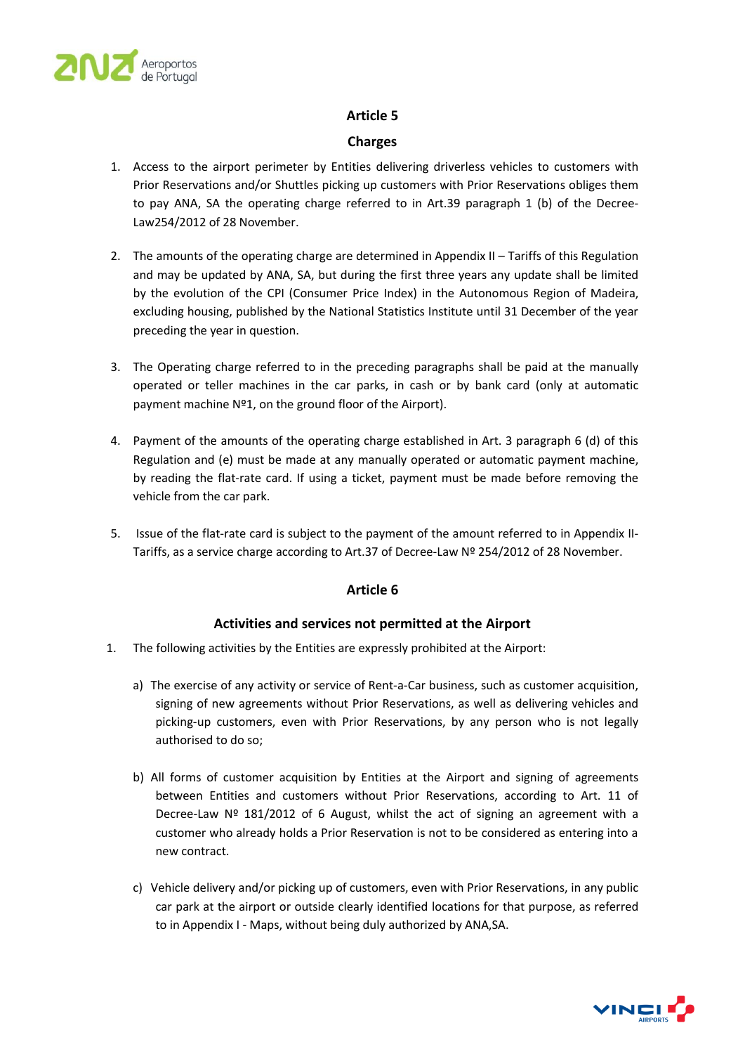## Article 5

## Charges

1. Access to the airport perimeter by Entities delivering driverless vehicles to customers with Prior Reservations and/or Shuttles picking up customers with Prior Reservations obliges them to pay ANA, SA the operating charge referred to in Art.39 paragraph 1 (b) of the Decree-Law254/2012 of 28 November.

2. The amounts of the operating charge are determined in Appendix II – Tariffs of this Regulation and may be updated by ANA, SA, but during the first three years any update shall be limited by the evolution of the CPI (Consumer Price Index) in the Autonomous Region of Madeira, excluding housing, published by the National Statistics Institute until 31 December of the year preceding the year in question.

3. The Operating charge referred to in the preceding paragraphs shall be paid at the manually operated or teller machines in the car parks, in cash or by bank card (only at automatic payment machine Nº1, on the ground floor of the Airport).

4. Payment of the amounts of the operating charge established in Art. 3 paragraph 6 (d) of this Regulation and (e) must be made at any manually operated or automatic payment machine, by reading the flat-rate card. If using a ticket, payment must be made before removing the vehicle from the car park.

5. Issue of the flat-rate card is subject to the payment of the amount referred to in Appendix II-Tariffs, as a service charge according to Art.37 of Decree-Law Nº 254/2012 of 28 November.

## Article 6

## Activities and services not permitted at the Airport

1. The following activities by the Entities are expressly prohibited at the Airport:

   a) The exercise of any activity or service of Rent-a-Car business, such as customer acquisition, signing of new agreements without Prior Reservations, as well as delivering vehicles and picking-up customers, even with Prior Reservations, by any person who is not legally authorised to do so;

   b) All forms of customer acquisition by Entities at the Airport and signing of agreements between Entities and customers without Prior Reservations, according to Art. 11 of Decree-Law Nº 181/2012 of 6 August, whilst the act of signing an agreement with a customer who already holds a Prior Reservation is not to be considered as entering into a new contract.

   c) Vehicle delivery and/or picking up of customers, even with Prior Reservations, in any public car park at the airport or outside clearly identified locations for that purpose, as referred to in Appendix I - Maps, without being duly authorized by ANA,SA.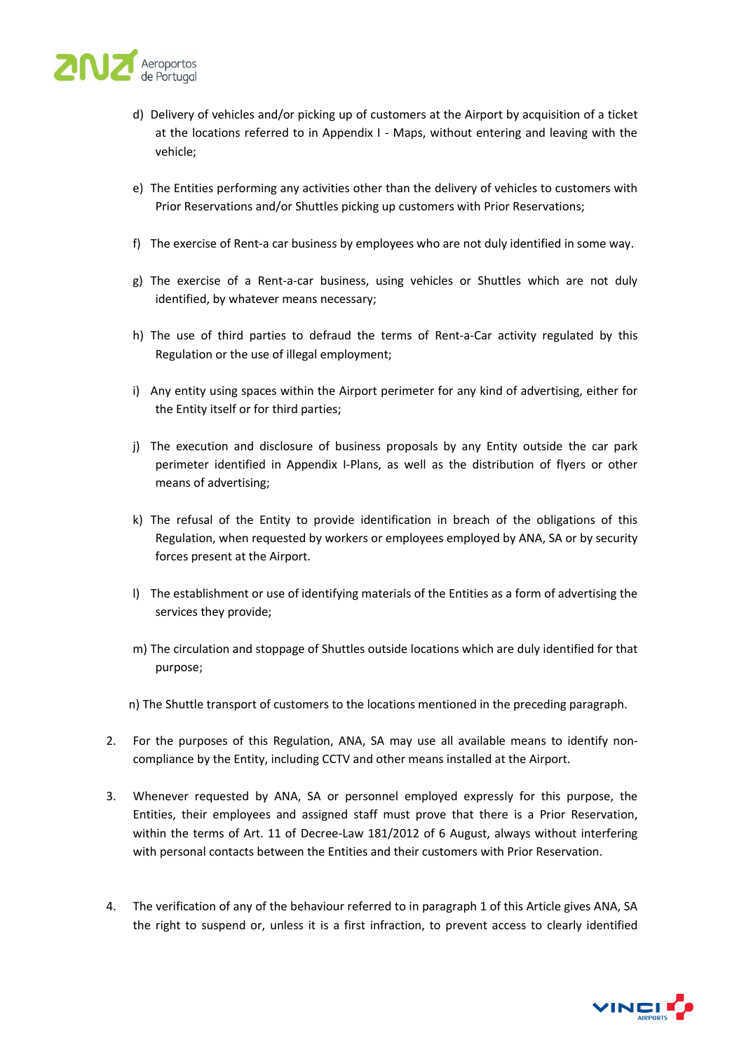d) Delivery of vehicles and/or picking up of customers at the Airport by acquisition of a ticket at the locations referred to in Appendix I - Maps, without entering and leaving with the vehicle;

e) The Entities performing any activities other than the delivery of vehicles to customers with Prior Reservations and/or Shuttles picking up customers with Prior Reservations;

f) The exercise of Rent-a car business by employees who are not duly identified in some way.

g) The exercise of a Rent-a-car business, using vehicles or Shuttles which are not duly identified, by whatever means necessary;

h) The use of third parties to defraud the terms of Rent-a-Car activity regulated by this Regulation or the use of illegal employment;

i) Any entity using spaces within the Airport perimeter for any kind of advertising, either for the Entity itself or for third parties;

j) The execution and disclosure of business proposals by any Entity outside the car park perimeter identified in Appendix I-Plans, as well as the distribution of flyers or other means of advertising;

k) The refusal of the Entity to provide identification in breach of the obligations of this Regulation, when requested by workers or employees employed by ANA, SA or by security forces present at the Airport.

l) The establishment or use of identifying materials of the Entities as a form of advertising the services they provide;

m) The circulation and stoppage of Shuttles outside locations which are duly identified for that purpose;

n) The Shuttle transport of customers to the locations mentioned in the preceding paragraph.

2. For the purposes of this Regulation, ANA, SA may use all available means to identify non-compliance by the Entity, including CCTV and other means installed at the Airport.

3. Whenever requested by ANA, SA or personnel employed expressly for this purpose, the Entities, their employees and assigned staff must prove that there is a Prior Reservation, within the terms of Art. 11 of Decree-Law 181/2012 of 6 August, always without interfering with personal contacts between the Entities and their customers with Prior Reservation.

4. The verification of any of the behaviour referred to in paragraph 1 of this Article gives ANA, SA the right to suspend or, unless it is a first infraction, to prevent access to clearly identified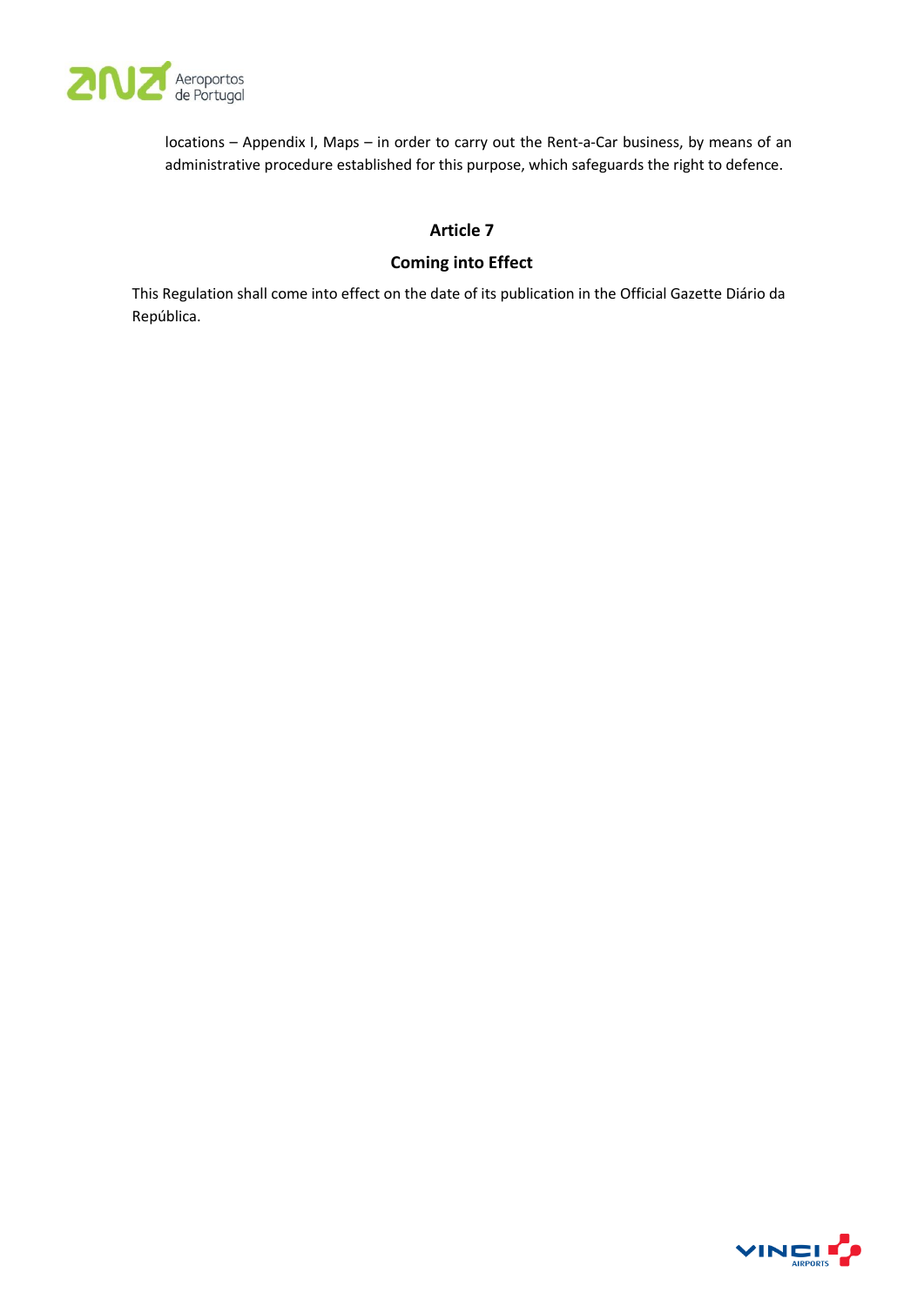locations – Appendix I, Maps – in order to carry out the Rent-a-Car business, by means of an administrative procedure established for this purpose, which safeguards the right to defence.

## Article 7

## Coming into Effect

This Regulation shall come into effect on the date of its publication in the Official Gazette Diário da República.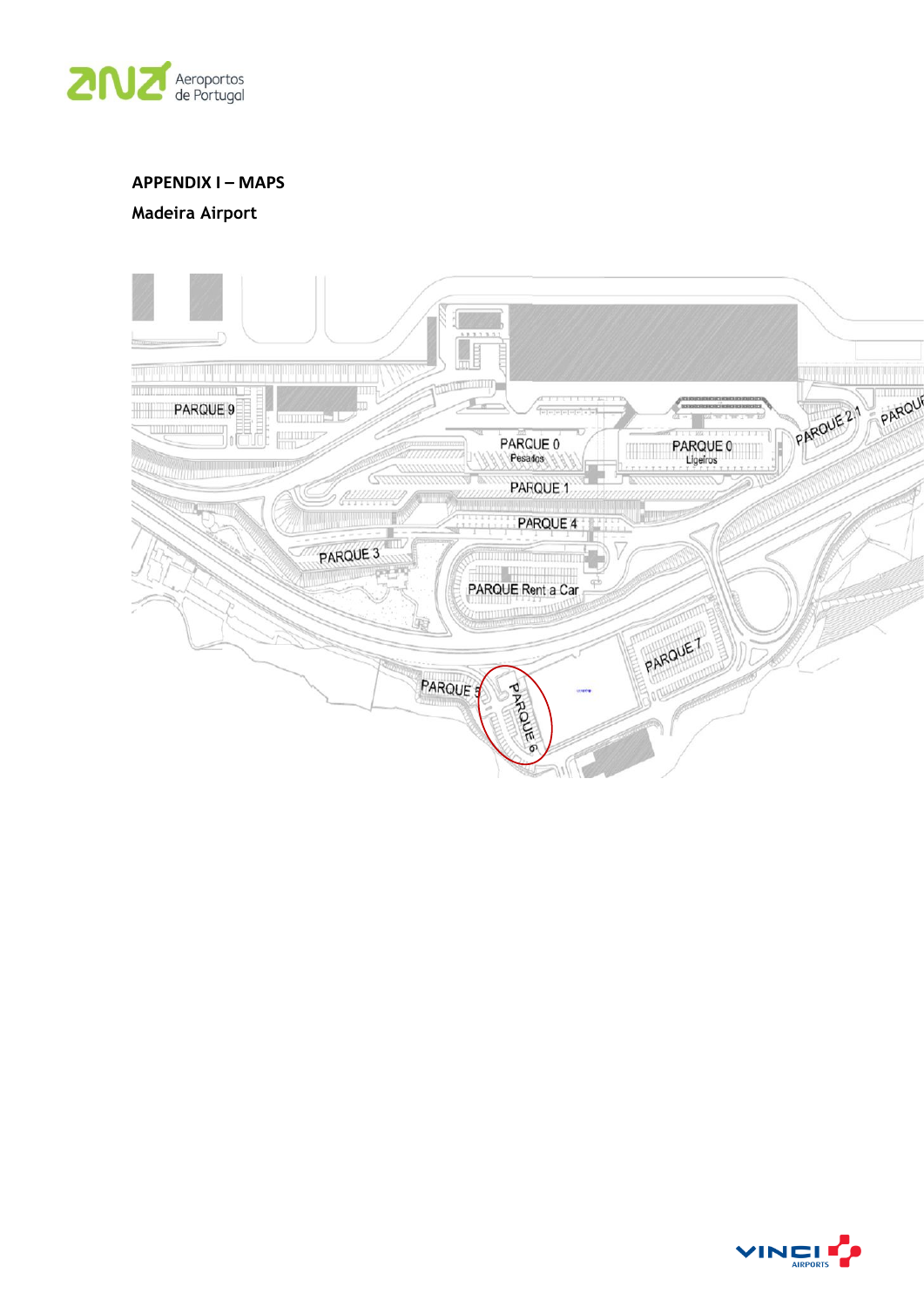**APPENDIX I – MAPS**

**Madeira Airport**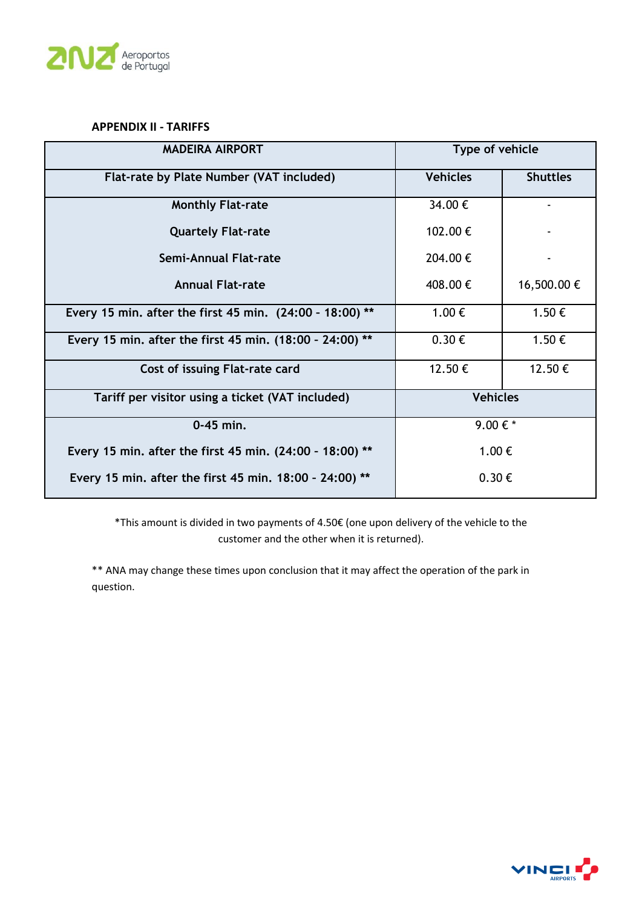**APPENDIX II - TARIFFS**

| MADEIRA AIRPORT | Type of vehicle | |
|---|---|---|
| **Flat-rate by Plate Number (VAT included)** | **Vehicles** | **Shuttles** |
| Monthly Flat-rate | 34.00 € | - |
| Quartely Flat-rate | 102.00 € | - |
| Semi-Annual Flat-rate | 204.00 € | - |
| Annual Flat-rate | 408.00 € | 16,500.00 € |
| Every 15 min. after the first 45 min. (24:00 - 18:00) ** | 1.00 € | 1.50 € |
| Every 15 min. after the first 45 min. (18:00 - 24:00) ** | 0.30 € | 1.50 € |
| Cost of issuing Flat-rate card | 12.50 € | 12.50 € |
| **Tariff per visitor using a ticket (VAT included)** | **Vehicles** | |
| 0-45 min. | 9.00 € * | |
| Every 15 min. after the first 45 min. (24:00 - 18:00) ** | 1.00 € | |
| Every 15 min. after the first 45 min. 18:00 - 24:00) ** | 0.30 € | |

*This amount is divided in two payments of 4.50€ (one upon delivery of the vehicle to the customer and the other when it is returned).

** ANA may change these times upon conclusion that it may affect the operation of the park in question.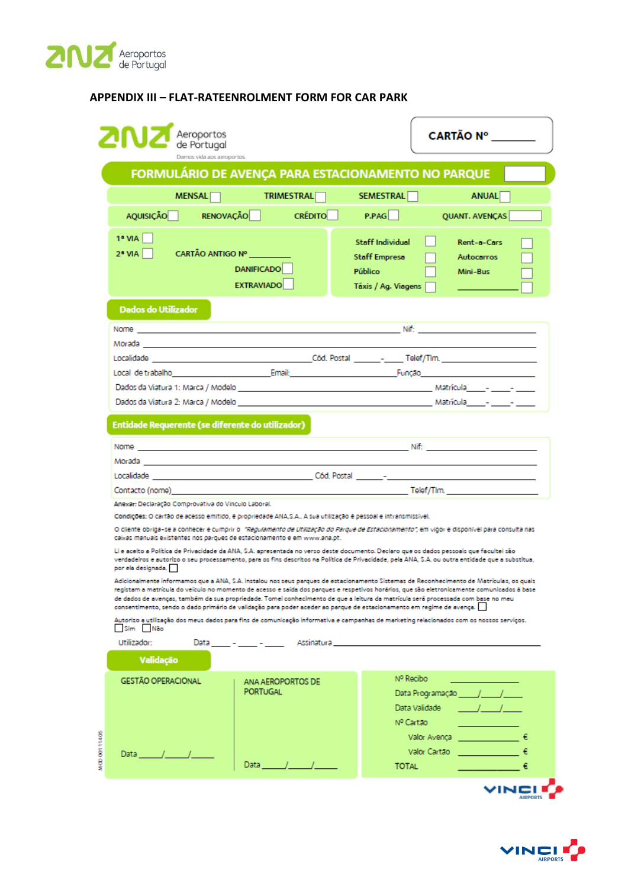**APPENDIX III – FLAT-RATEENROLMENT FORM FOR CAR PARK**

Aeroportos de Portugal
Damos vida aos aeroportos.

**CARTÃO Nº ________**

## FORMULÁRIO DE AVENÇA PARA ESTACIONAMENTO NO PARQUE

MENSAL ☐ TRIMESTRAL ☐ SEMESTRAL ☐ ANUAL ☐

AQUISIÇÃO ☐ RENOVAÇÃO ☐ CRÉDITO ☐ P.PAG ☐ QUANT. AVENÇAS ☐

1ª VIA ☐
2ª VIA ☐ CARTÃO ANTIGO Nº ________
DANIFICADO ☐
EXTRAVIADO ☐

Staff Individual ☐ Rent-a-Cars ☐
Staff Empresa ☐ Autocarros ☐
Público ☐ Mini-Bus ☐
Táxis / Ag. Viagens ☐ ________ ☐

### Dados do Utilizador

Nome ________ Nif: ________
Morada ________
Localidade ________ Cód. Postal ____-____ Telef/Tlm. ________
Local de trabalho ________ Email: ________ Função ________
Dados da Viatura 1: Marca / Modelo ________ Matrícula ____-____-____
Dados da Viatura 2: Marca / Modelo ________ Matrícula ____-____-____

### Entidade Requerente (se diferente do utilizador)

Nome ________ Nif: ________
Morada ________
Localidade ________ Cód. Postal ____-________
Contacto (nome) ________ Telef/Tlm. ________

**Anexar:** Declaração Comprovativa do Vínculo Laboral.

**Condições:** O cartão de acesso emitido, é propriedade ANA,S.A.. A sua utilização é pessoal e intransmissível.

O cliente obriga-se a conhecer e cumprir o *"Regulamento de Utilização do Parque de Estacionamento"*, em vigor e disponível para consulta nas caixas manuais existentes nos parques de estacionamento e em www.ana.pt.

Li e aceito a Política de Privacidade da ANA, S.A. apresentada no verso deste documento. Declaro que os dados pessoais que facultei são verdadeiros e autorizo o seu processamento, para os fins descritos na Política de Privacidade, pela ANA, S.A. ou outra entidade que a substitua, por ela designada. ☐

Adicionalmente informamos que a ANA, S.A. instalou nos seus parques de estacionamento Sistemas de Reconhecimento de Matrículas, os quais registam a matrícula do veículo no momento de acesso e saída dos parques e respetivos horários, que são eletronicamente comunicados à base de dados de avenças, também da sua propriedade. Tomei conhecimento de que a leitura da matrícula será processada com base no meu consentimento, sendo o dado primário de validação para poder aceder ao parque de estacionamento em regime de avença. ☐

Autorizo a utilização dos meus dados para fins de comunicação informativa e campanhas de marketing relacionados com os nossos serviços.
☐ Sim ☐ Não

Utilizador: Data ____-____-____ Assinatura ________

### Validação

GESTÃO OPERACIONAL
Data ____/____/____

ANA AEROPORTOS DE PORTUGAL
Data ____/____/____

Nº Recibo ________
Data Programação ____/____/____
Data Validade ____/____/____
Nº Cartão ________
Valor Avença ________ €
Valor Cartão ________ €
TOTAL ________ €

MOD 001 11405